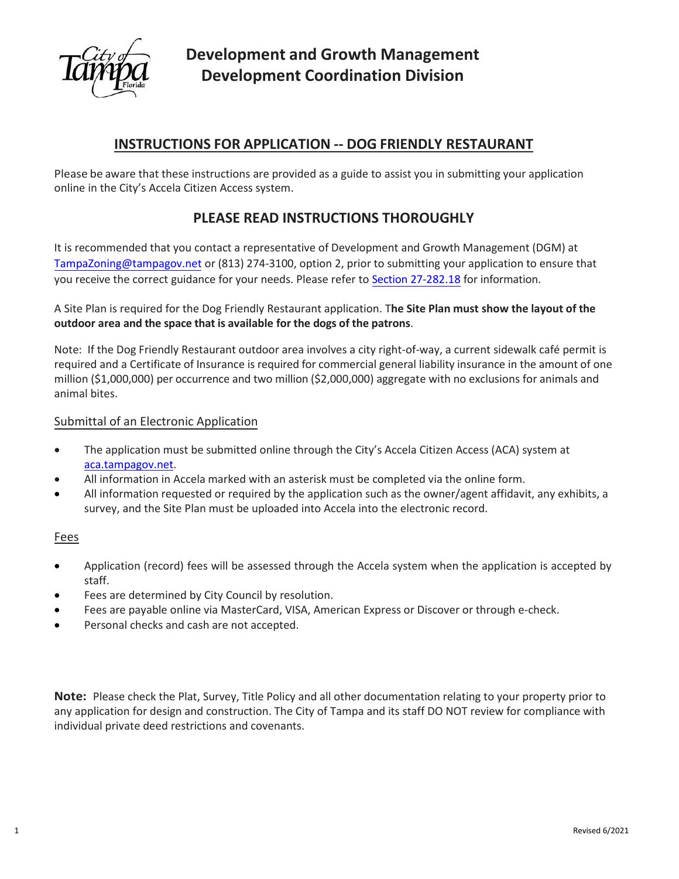# Development and Growth Management
# Development Coordination Division

## INSTRUCTIONS FOR APPLICATION -- DOG FRIENDLY RESTAURANT

Please be aware that these instructions are provided as a guide to assist you in submitting your application online in the City's Accela Citizen Access system.

## PLEASE READ INSTRUCTIONS THOROUGHLY

It is recommended that you contact a representative of Development and Growth Management (DGM) at TampaZoning@tampagov.net or (813) 274-3100, option 2, prior to submitting your application to ensure that you receive the correct guidance for your needs. Please refer to Section 27-282.18 for information.

A Site Plan is required for the Dog Friendly Restaurant application. T**he Site Plan must show the layout of the outdoor area and the space that is available for the dogs of the patrons**.

Note: If the Dog Friendly Restaurant outdoor area involves a city right-of-way, a current sidewalk café permit is required and a Certificate of Insurance is required for commercial general liability insurance in the amount of one million ($1,000,000) per occurrence and two million ($2,000,000) aggregate with no exclusions for animals and animal bites.

### Submittal of an Electronic Application

- The application must be submitted online through the City's Accela Citizen Access (ACA) system at aca.tampagov.net.
- All information in Accela marked with an asterisk must be completed via the online form.
- All information requested or required by the application such as the owner/agent affidavit, any exhibits, a survey, and the Site Plan must be uploaded into Accela into the electronic record.

### Fees

- Application (record) fees will be assessed through the Accela system when the application is accepted by staff.
- Fees are determined by City Council by resolution.
- Fees are payable online via MasterCard, VISA, American Express or Discover or through e-check.
- Personal checks and cash are not accepted.

**Note:** Please check the Plat, Survey, Title Policy and all other documentation relating to your property prior to any application for design and construction. The City of Tampa and its staff DO NOT review for compliance with individual private deed restrictions and covenants.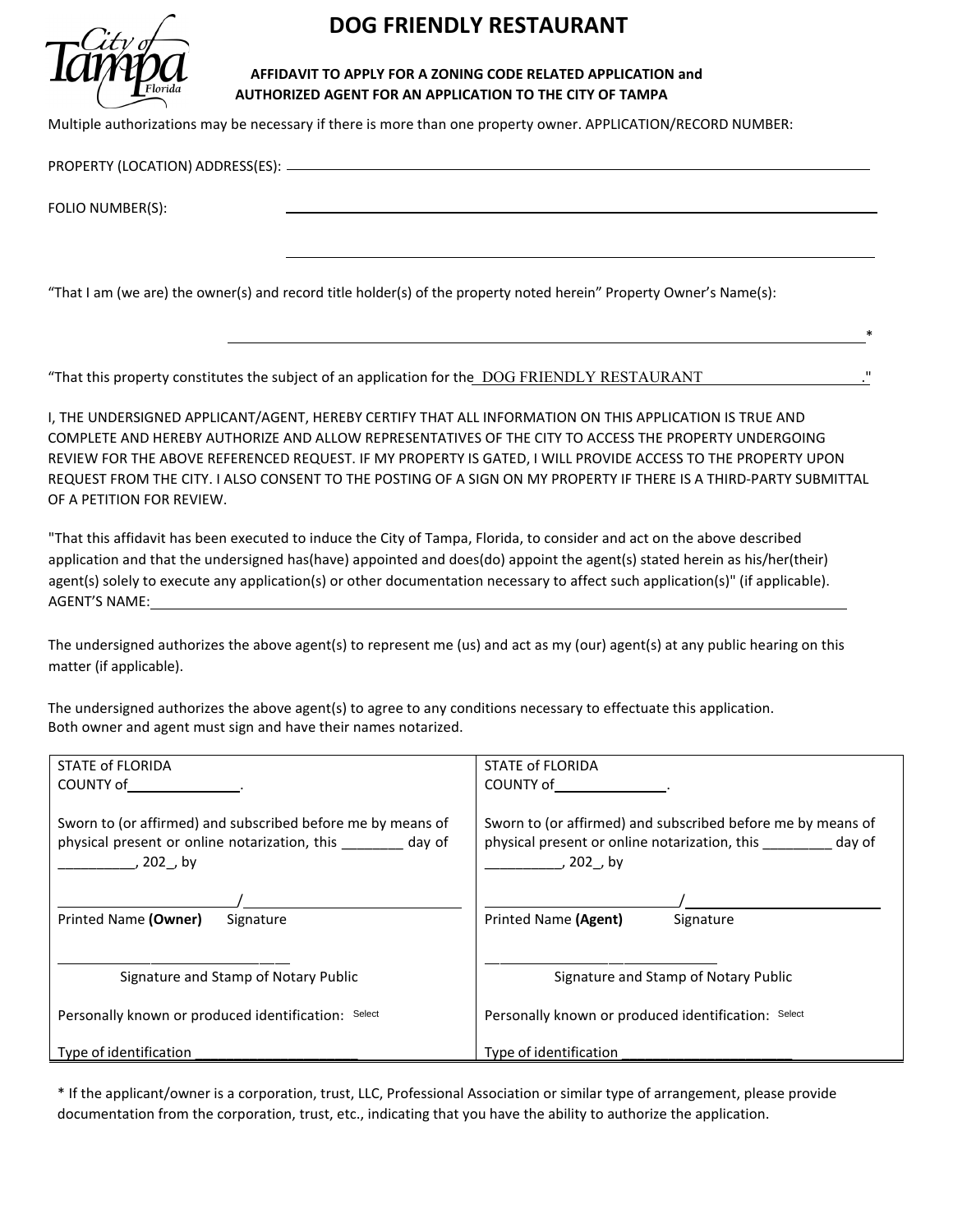# DOG FRIENDLY RESTAURANT

**AFFIDAVIT TO APPLY FOR A ZONING CODE RELATED APPLICATION and AUTHORIZED AGENT FOR AN APPLICATION TO THE CITY OF TAMPA**

Multiple authorizations may be necessary if there is more than one property owner. APPLICATION/RECORD NUMBER:

PROPERTY (LOCATION) ADDRESS(ES): ______________________________________________

FOLIO NUMBER(S): ______________________________________________

______________________________________________

"That I am (we are) the owner(s) and record title holder(s) of the property noted herein" Property Owner's Name(s):

______________________________________________*

"That this property constitutes the subject of an application for the DOG FRIENDLY RESTAURANT."

I, THE UNDERSIGNED APPLICANT/AGENT, HEREBY CERTIFY THAT ALL INFORMATION ON THIS APPLICATION IS TRUE AND COMPLETE AND HEREBY AUTHORIZE AND ALLOW REPRESENTATIVES OF THE CITY TO ACCESS THE PROPERTY UNDERGOING REVIEW FOR THE ABOVE REFERENCED REQUEST. IF MY PROPERTY IS GATED, I WILL PROVIDE ACCESS TO THE PROPERTY UPON REQUEST FROM THE CITY. I ALSO CONSENT TO THE POSTING OF A SIGN ON MY PROPERTY IF THERE IS A THIRD-PARTY SUBMITTAL OF A PETITION FOR REVIEW.

"That this affidavit has been executed to induce the City of Tampa, Florida, to consider and act on the above described application and that the undersigned has(have) appointed and does(do) appoint the agent(s) stated herein as his/her(their) agent(s) solely to execute any application(s) or other documentation necessary to affect such application(s)" (if applicable). AGENT'S NAME: ______________________________________________

The undersigned authorizes the above agent(s) to represent me (us) and act as my (our) agent(s) at any public hearing on this matter (if applicable).

The undersigned authorizes the above agent(s) to agree to any conditions necessary to effectuate this application.
Both owner and agent must sign and have their names notarized.

| | |
|---|---|
| STATE of FLORIDA<br>COUNTY of ______________.<br><br>Sworn to (or affirmed) and subscribed before me by means of physical present or online notarization, this ________ day of __________, 202_, by<br><br>______________________/______________________<br>Printed Name **(Owner)** Signature<br><br>______________________<br>Signature and Stamp of Notary Public<br><br>Personally known or produced identification: Select<br><br>Type of identification ______________________ | STATE of FLORIDA<br>COUNTY of ______________.<br><br>Sworn to (or affirmed) and subscribed before me by means of physical present or online notarization, this ________ day of __________, 202_, by<br><br>______________________/______________________<br>Printed Name **(Agent)** Signature<br><br>______________________<br>Signature and Stamp of Notary Public<br><br>Personally known or produced identification: Select<br><br>Type of identification ______________________ |

* If the applicant/owner is a corporation, trust, LLC, Professional Association or similar type of arrangement, please provide documentation from the corporation, trust, etc., indicating that you have the ability to authorize the application.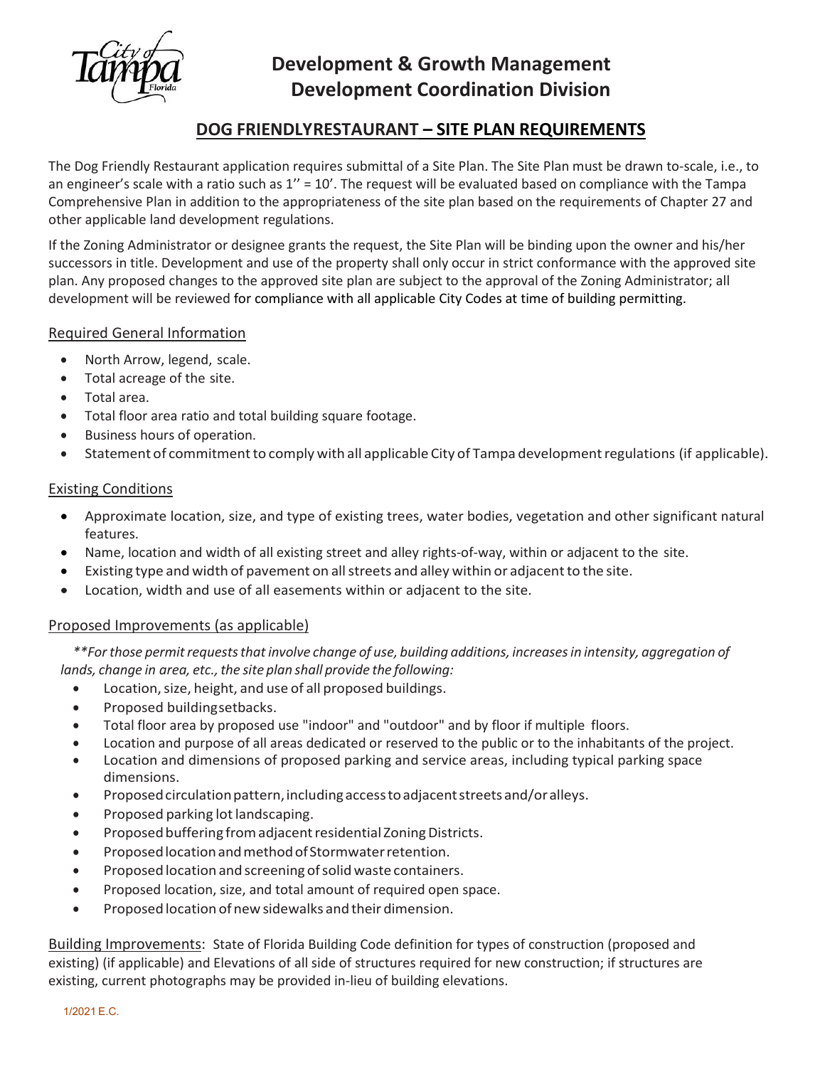# Development & Growth Management
# Development Coordination Division

## DOG FRIENDLYRESTAURANT – SITE PLAN REQUIREMENTS

The Dog Friendly Restaurant application requires submittal of a Site Plan. The Site Plan must be drawn to-scale, i.e., to an engineer's scale with a ratio such as 1'' = 10'. The request will be evaluated based on compliance with the Tampa Comprehensive Plan in addition to the appropriateness of the site plan based on the requirements of Chapter 27 and other applicable land development regulations.

If the Zoning Administrator or designee grants the request, the Site Plan will be binding upon the owner and his/her successors in title. Development and use of the property shall only occur in strict conformance with the approved site plan. Any proposed changes to the approved site plan are subject to the approval of the Zoning Administrator; all development will be reviewed for compliance with all applicable City Codes at time of building permitting.

### Required General Information

- North Arrow, legend, scale.
- Total acreage of the site.
- Total area.
- Total floor area ratio and total building square footage.
- Business hours of operation.
- Statement of commitment to comply with all applicable City of Tampa development regulations (if applicable).

### Existing Conditions

- Approximate location, size, and type of existing trees, water bodies, vegetation and other significant natural features.
- Name, location and width of all existing street and alley rights-of-way, within or adjacent to the site.
- Existing type and width of pavement on all streets and alley within or adjacent to the site.
- Location, width and use of all easements within or adjacent to the site.

### Proposed Improvements (as applicable)

*\*\*For those permit requests that involve change of use, building additions, increases in intensity, aggregation of lands, change in area, etc., the site plan shall provide the following:*

- Location, size, height, and use of all proposed buildings.
- Proposed building setbacks.
- Total floor area by proposed use "indoor" and "outdoor" and by floor if multiple floors.
- Location and purpose of all areas dedicated or reserved to the public or to the inhabitants of the project.
- Location and dimensions of proposed parking and service areas, including typical parking space dimensions.
- Proposed circulation pattern, including access to adjacent streets and/or alleys.
- Proposed parking lot landscaping.
- Proposed buffering from adjacent residential Zoning Districts.
- Proposed location and method of Stormwater retention.
- Proposed location and screening of solid waste containers.
- Proposed location, size, and total amount of required open space.
- Proposed location of new sidewalks and their dimension.

Building Improvements: State of Florida Building Code definition for types of construction (proposed and existing) (if applicable) and Elevations of all side of structures required for new construction; if structures are existing, current photographs may be provided in-lieu of building elevations.

1/2021 E.C.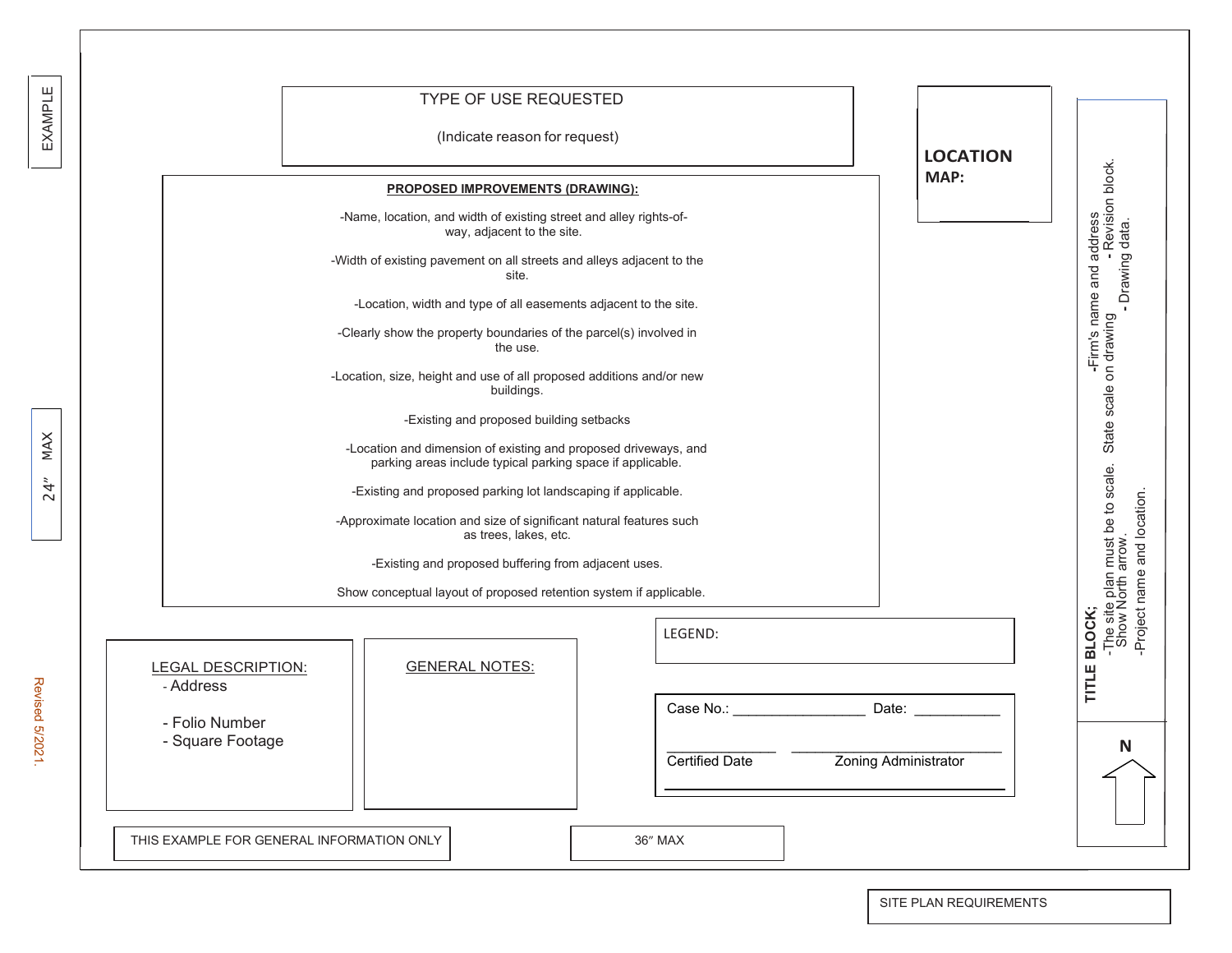EXAMPLE

24" MAX

Revised 5/2021.

TYPE OF USE REQUESTED

(Indicate reason for request)

**LOCATION MAP:**

**PROPOSED IMPROVEMENTS (DRAWING):**

-Name, location, and width of existing street and alley rights-of-way, adjacent to the site.

-Width of existing pavement on all streets and alleys adjacent to the site.

-Location, width and type of all easements adjacent to the site.

-Clearly show the property boundaries of the parcel(s) involved in the use.

-Location, size, height and use of all proposed additions and/or new buildings.

-Existing and proposed building setbacks

-Location and dimension of existing and proposed driveways, and parking areas include typical parking space if applicable.

-Existing and proposed parking lot landscaping if applicable.

-Approximate location and size of significant natural features such as trees, lakes, etc.

-Existing and proposed buffering from adjacent uses.

Show conceptual layout of proposed retention system if applicable.

**TITLE BLOCK;**

-Firm's name and address

- Revision block.

-The site plan must be to scale. State scale on drawing

- Drawing data.

Show North arrow.

-Project name and location.

N

LEGEND:

LEGAL DESCRIPTION:

- Address
- Folio Number
- Square Footage

GENERAL NOTES:

Case No.: ________________ Date: __________

____________ Certified Date

________________________ Zoning Administrator

THIS EXAMPLE FOR GENERAL INFORMATION ONLY

36" MAX

SITE PLAN REQUIREMENTS